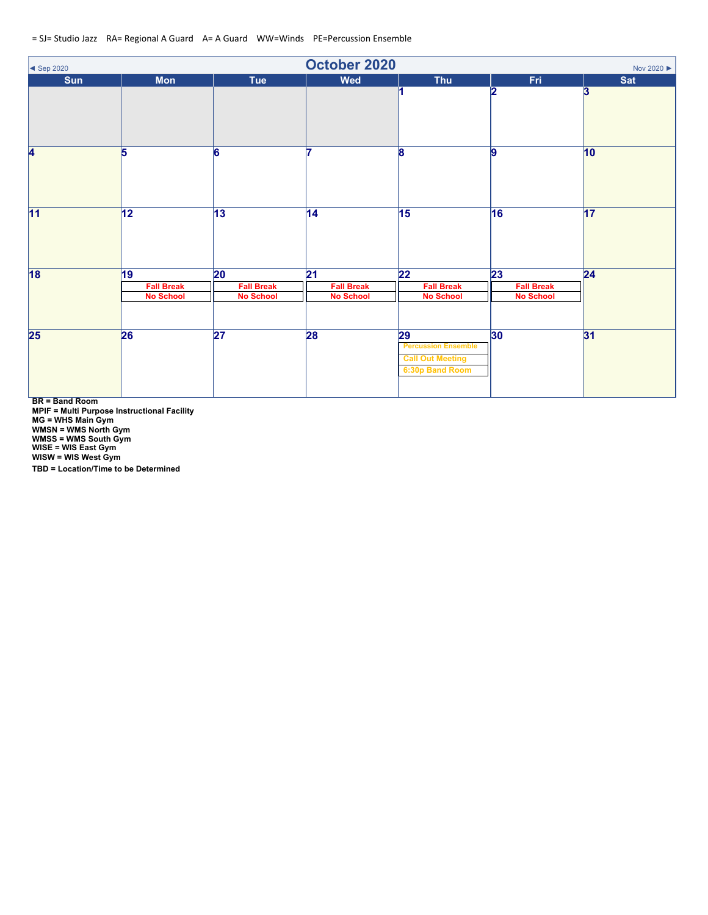= SJ= Studio Jazz RA= Regional A Guard A= A Guard WW=Winds PE=Percussion Ensemble

◄ Sep 2020

# October 2020

Nov 2020 ►

| Sun | Mon | Tue | Wed | Thu | Fri | Sat |
|---|---|---|---|---|---|---|
| | | | | 1 | 2 | 3 |
| 4 | 5 | 6 | 7 | 8 | 9 | 10 |
| 11 | 12 | 13 | 14 | 15 | 16 | 17 |
| 18 | 19<br>Fall Break<br>No School | 20<br>Fall Break<br>No School | 21<br>Fall Break<br>No School | 22<br>Fall Break<br>No School | 23<br>Fall Break<br>No School | 24 |
| 25 | 26 | 27 | 28 | 29<br>Percussion Ensemble<br>Call Out Meeting<br>6:30p Band Room | 30 | 31 |

**BR = Band Room**
**MPIF = Multi Purpose Instructional Facility**
**MG = WHS Main Gym**
**WMSN = WMS North Gym**
**WMSS = WMS South Gym**
**WISE = WIS East Gym**
**WISW = WIS West Gym**
**TBD = Location/Time to be Determined**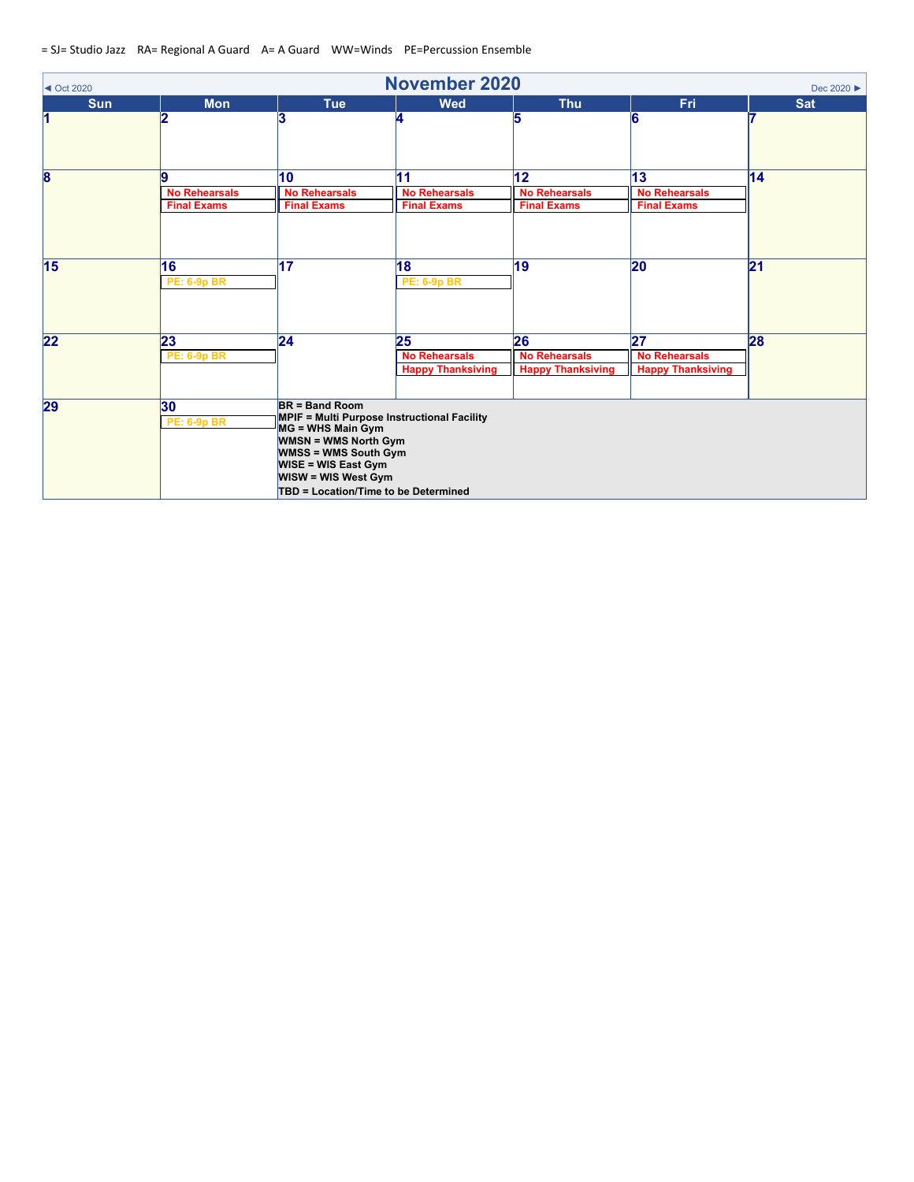= SJ= Studio Jazz RA= Regional A Guard A= A Guard WW=Winds PE=Percussion Ensemble

◄ Oct 2020

## November 2020

Dec 2020 ►

| Sun | Mon | Tue | Wed | Thu | Fri | Sat |
|---|---|---|---|---|---|---|
| 1 | 2 | 3 | 4 | 5 | 6 | 7 |
| 8 | 9<br>No Rehearsals<br>Final Exams | 10<br>No Rehearsals<br>Final Exams | 11<br>No Rehearsals<br>Final Exams | 12<br>No Rehearsals<br>Final Exams | 13<br>No Rehearsals<br>Final Exams | 14 |
| 15 | 16<br>PE: 6-9p BR | 17 | 18<br>PE: 6-9p BR | 19 | 20 | 21 |
| 22 | 23<br>PE: 6-9p BR | 24 | 25<br>No Rehearsals<br>Happy Thanksiving | 26<br>No Rehearsals<br>Happy Thanksiving | 27<br>No Rehearsals<br>Happy Thanksiving | 28 |
| 29 | 30<br>PE: 6-9p BR | BR = Band Room<br>MPIF = Multi Purpose Instructional Facility<br>MG = WHS Main Gym<br>WMSN = WMS North Gym<br>WMSS = WMS South Gym<br>WISE = WIS East Gym<br>WISW = WIS West Gym<br>TBD = Location/Time to be Determined | | | | |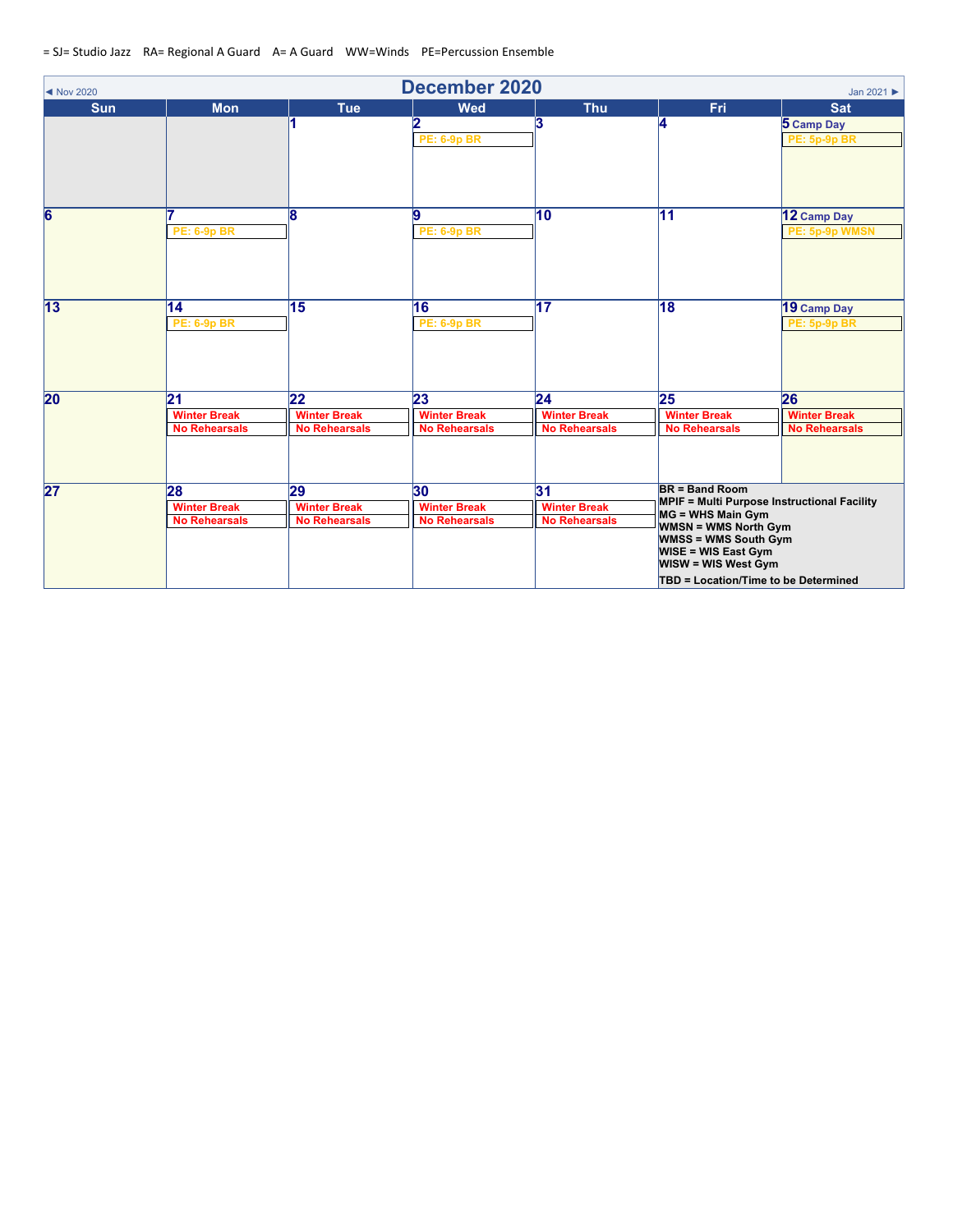= SJ= Studio Jazz    RA= Regional A Guard    A= A Guard    WW=Winds    PE=Percussion Ensemble

◄ Nov 2020

# December 2020

Jan 2021 ►

| Sun | Mon | Tue | Wed | Thu | Fri | Sat |
|---|---|---|---|---|---|---|
| | | 1 | 2<br>PE: 6-9p BR | 3 | 4 | 5 Camp Day<br>PE: 5p-9p BR |
| 6 | 7<br>PE: 6-9p BR | 8 | 9<br>PE: 6-9p BR | 10 | 11 | 12 Camp Day<br>PE: 5p-9p WMSN |
| 13 | 14<br>PE: 6-9p BR | 15 | 16<br>PE: 6-9p BR | 17 | 18 | 19 Camp Day<br>PE: 5p-9p BR |
| 20 | 21<br>Winter Break<br>No Rehearsals | 22<br>Winter Break<br>No Rehearsals | 23<br>Winter Break<br>No Rehearsals | 24<br>Winter Break<br>No Rehearsals | 25<br>Winter Break<br>No Rehearsals | 26<br>Winter Break<br>No Rehearsals |
| 27 | 28<br>Winter Break<br>No Rehearsals | 29<br>Winter Break<br>No Rehearsals | 30<br>Winter Break<br>No Rehearsals | 31<br>Winter Break<br>No Rehearsals | BR = Band Room<br>MPIF = Multi Purpose Instructional Facility<br>MG = WHS Main Gym<br>WMSN = WMS North Gym<br>WMSS = WMS South Gym<br>WISE = WIS East Gym<br>WISW = WIS West Gym<br>TBD = Location/Time to be Determined | |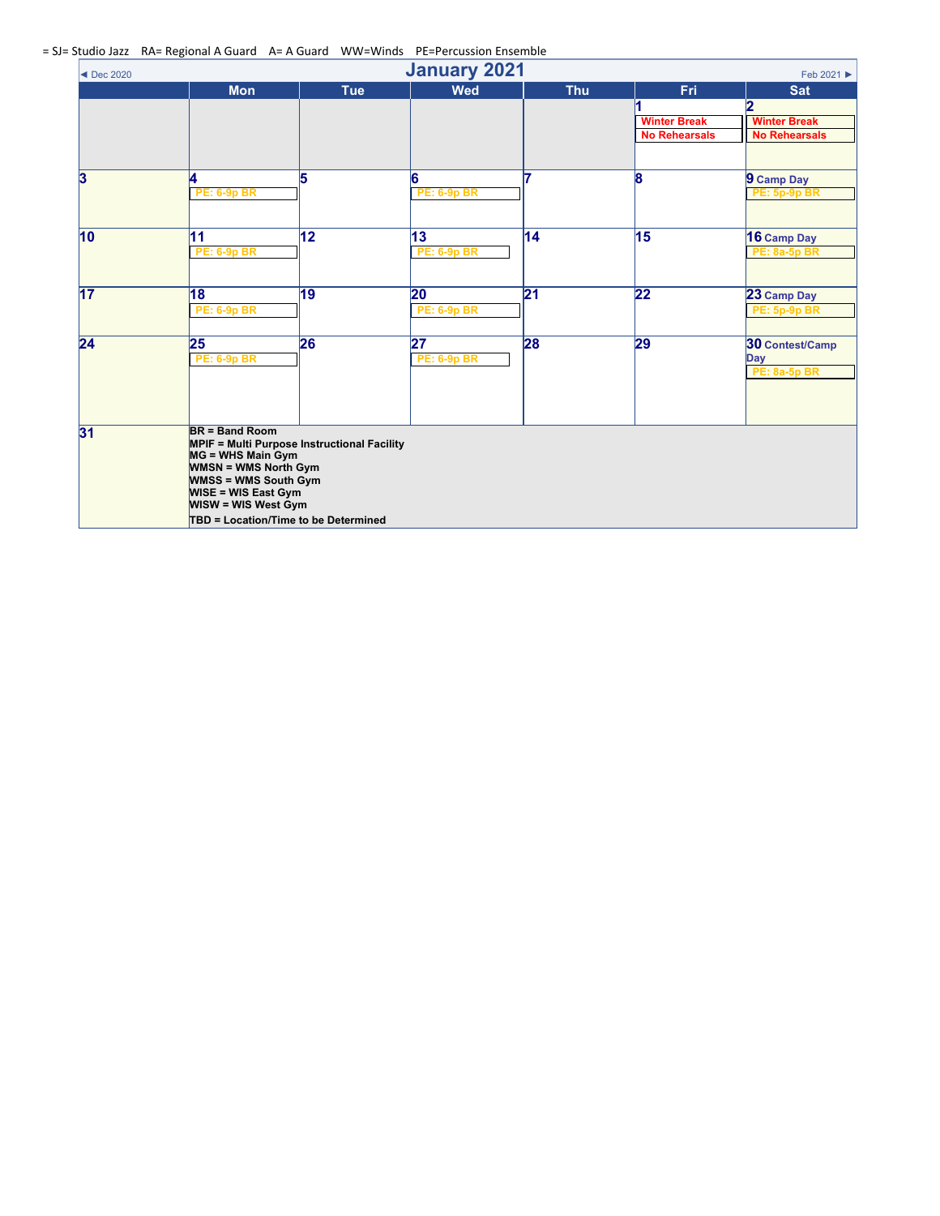= SJ= Studio Jazz RA= Regional A Guard A= A Guard WW=Winds PE=Percussion Ensemble

◄ Dec 2020 | **January 2021** | Feb 2021 ►

| Sun | Mon | Tue | Wed | Thu | Fri | Sat |
|---|---|---|---|---|---|---|
| | | | | | **1** Winter Break No Rehearsals | **2** Winter Break No Rehearsals |
| **3** | **4** PE: 6-9p BR | **5** | **6** PE: 6-9p BR | **7** | **8** | **9** Camp Day PE: 5p-9p BR |
| **10** | **11** PE: 6-9p BR | **12** | **13** PE: 6-9p BR | **14** | **15** | **16** Camp Day PE: 8a-5p BR |
| **17** | **18** PE: 6-9p BR | **19** | **20** PE: 6-9p BR | **21** | **22** | **23** Camp Day PE: 5p-9p BR |
| **24** | **25** PE: 6-9p BR | **26** | **27** PE: 6-9p BR | **28** | **29** | **30** Contest/Camp Day PE: 8a-5p BR |
| **31** | | | | | | |

**BR = Band Room**
**MPIF = Multi Purpose Instructional Facility**
**MG = WHS Main Gym**
**WMSN = WMS North Gym**
**WMSS = WMS South Gym**
**WISE = WIS East Gym**
**WISW = WIS West Gym**
**TBD = Location/Time to be Determined**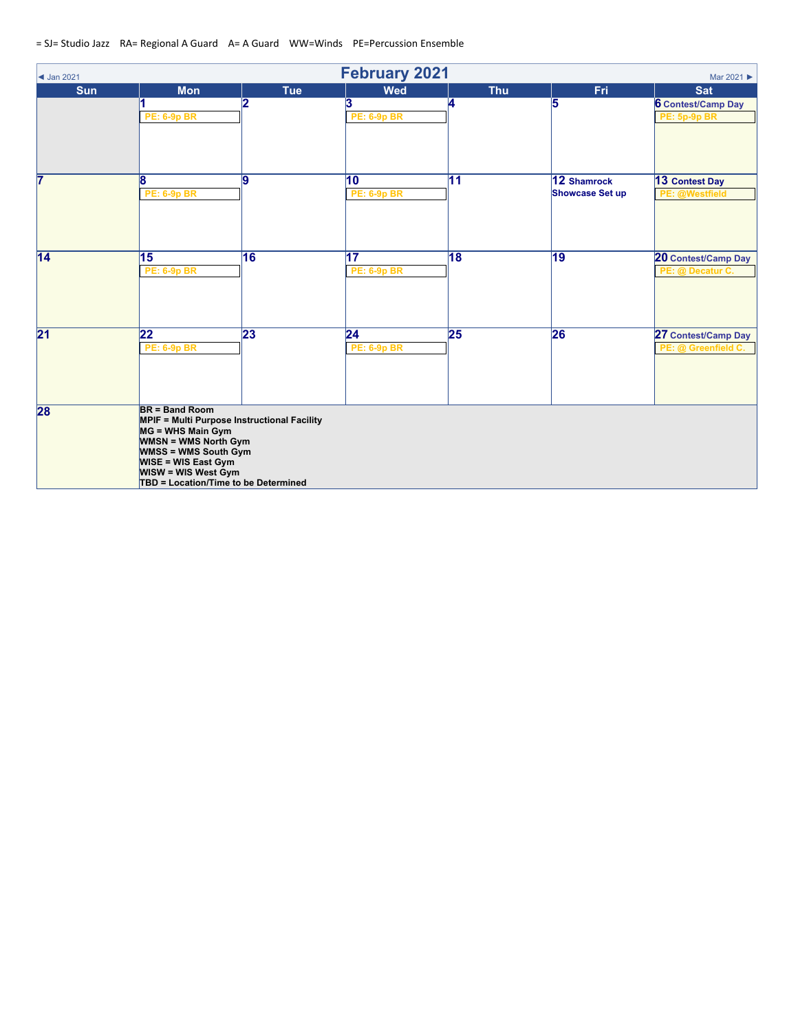= SJ= Studio Jazz RA= Regional A Guard A= A Guard WW=Winds PE=Percussion Ensemble

# February 2021

◄ Jan 2021 | Mar 2021 ►

| Sun | Mon | Tue | Wed | Thu | Fri | Sat |
|---|---|---|---|---|---|---|
| | 1 PE: 6-9p BR | 2 | 3 PE: 6-9p BR | 4 | 5 | 6 Contest/Camp Day PE: 5p-9p BR |
| 7 | 8 PE: 6-9p BR | 9 | 10 PE: 6-9p BR | 11 | 12 Shamrock Showcase Set up | 13 Contest Day PE: @Westfield |
| 14 | 15 PE: 6-9p BR | 16 | 17 PE: 6-9p BR | 18 | 19 | 20 Contest/Camp Day PE: @ Decatur C. |
| 21 | 22 PE: 6-9p BR | 23 | 24 PE: 6-9p BR | 25 | 26 | 27 Contest/Camp Day PE: @ Greenfield C. |
| 28 | | | | | | |

**BR = Band Room**
**MPIF = Multi Purpose Instructional Facility**
**MG = WHS Main Gym**
**WMSN = WMS North Gym**
**WMSS = WMS South Gym**
**WISE = WIS East Gym**
**WISW = WIS West Gym**
**TBD = Location/Time to be Determined**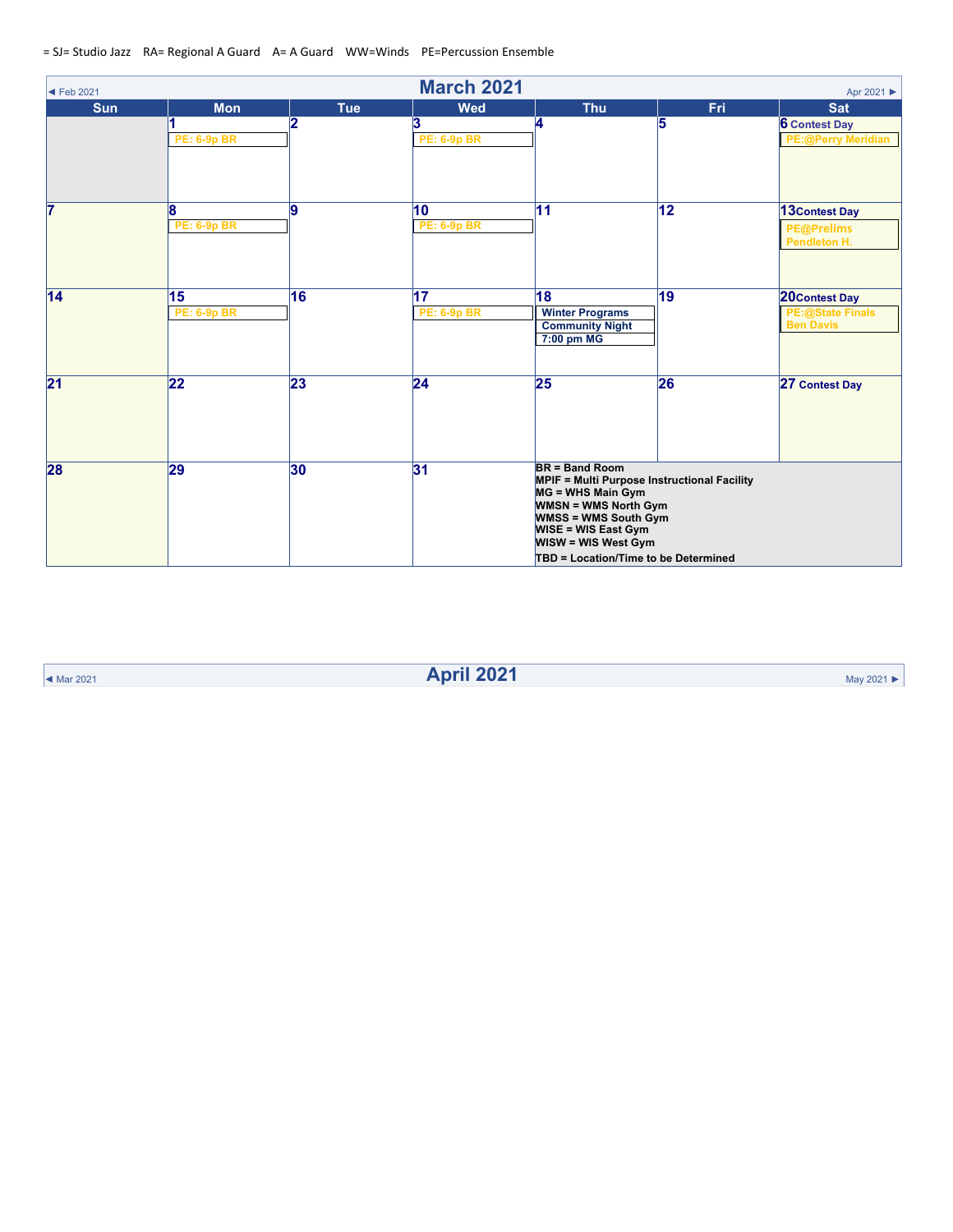= SJ= Studio Jazz RA= Regional A Guard A= A Guard WW=Winds PE=Percussion Ensemble

## March 2021

◄ Feb 2021 | Apr 2021 ►

| Sun | Mon | Tue | Wed | Thu | Fri | Sat |
|---|---|---|---|---|---|---|
| | 1<br>PE: 6-9p BR | 2 | 3<br>PE: 6-9p BR | 4 | 5 | 6 Contest Day<br>PE:@Perry Meridian |
| 7 | 8<br>PE: 6-9p BR | 9 | 10<br>PE: 6-9p BR | 11 | 12 | 13 Contest Day<br>PE@Prelims Pendleton H. |
| 14 | 15<br>PE: 6-9p BR | 16 | 17<br>PE: 6-9p BR | 18<br>Winter Programs Community Night<br>7:00 pm MG | 19 | 20 Contest Day<br>PE:@State Finals Ben Davis |
| 21 | 22 | 23 | 24 | 25 | 26 | 27 Contest Day |
| 28 | 29 | 30 | 31 | BR = Band Room<br>MPIF = Multi Purpose Instructional Facility<br>MG = WHS Main Gym<br>WMSN = WMS North Gym<br>WMSS = WMS South Gym<br>WISE = WIS East Gym<br>WISW = WIS West Gym<br>TBD = Location/Time to be Determined | | |

## April 2021

◄ Mar 2021 | May 2021 ►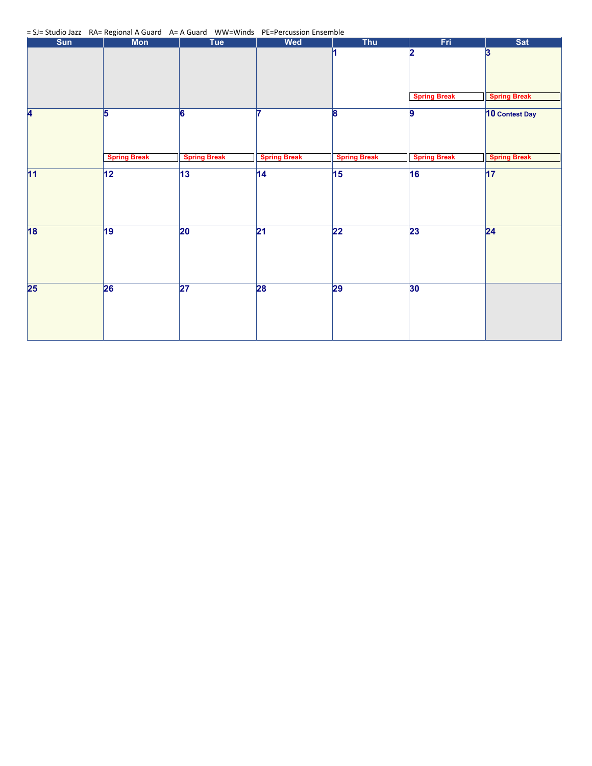= SJ= Studio Jazz    RA= Regional A Guard    A= A Guard    WW=Winds    PE=Percussion Ensemble

| Sun | Mon | Tue | Wed | Thu | Fri | Sat |
|---|---|---|---|---|---|---|
| | | | | 1 | 2 Spring Break | 3 Spring Break |
| 4 | 5 Spring Break | 6 Spring Break | 7 Spring Break | 8 Spring Break | 9 Spring Break | 10 Contest Day Spring Break |
| 11 | 12 | 13 | 14 | 15 | 16 | 17 |
| 18 | 19 | 20 | 21 | 22 | 23 | 24 |
| 25 | 26 | 27 | 28 | 29 | 30 | |